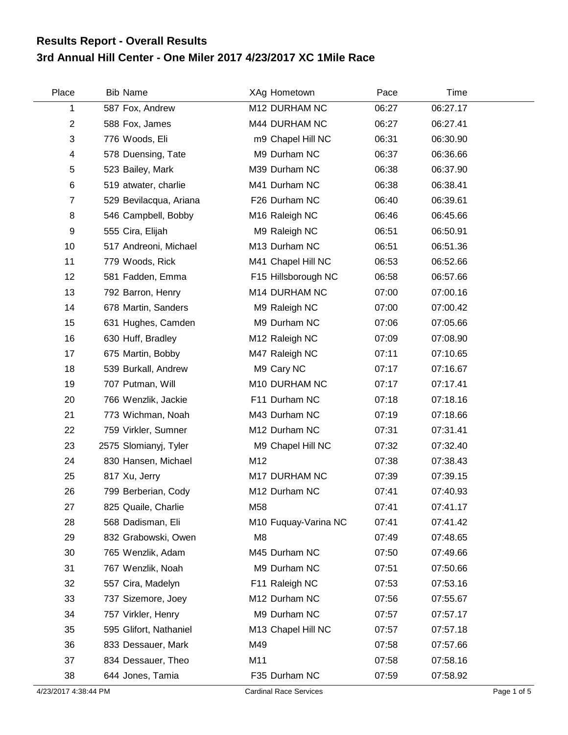## Results Report - Overall Results

## 3rd Annual Hill Center - One Miler 2017 4/23/2017 XC 1Mile Race

| Place | Bib | Name | XAg | Hometown | Pace | Time |
|---|---|---|---|---|---|---|
| 1 | 587 | Fox, Andrew | M12 | DURHAM NC | 06:27 | 06:27.17 |
| 2 | 588 | Fox, James | M44 | DURHAM NC | 06:27 | 06:27.41 |
| 3 | 776 | Woods, Eli | m9 | Chapel Hill NC | 06:31 | 06:30.90 |
| 4 | 578 | Duensing, Tate | M9 | Durham NC | 06:37 | 06:36.66 |
| 5 | 523 | Bailey, Mark | M39 | Durham NC | 06:38 | 06:37.90 |
| 6 | 519 | atwater, charlie | M41 | Durham NC | 06:38 | 06:38.41 |
| 7 | 529 | Bevilacqua, Ariana | F26 | Durham NC | 06:40 | 06:39.61 |
| 8 | 546 | Campbell, Bobby | M16 | Raleigh NC | 06:46 | 06:45.66 |
| 9 | 555 | Cira, Elijah | M9 | Raleigh NC | 06:51 | 06:50.91 |
| 10 | 517 | Andreoni, Michael | M13 | Durham NC | 06:51 | 06:51.36 |
| 11 | 779 | Woods, Rick | M41 | Chapel Hill NC | 06:53 | 06:52.66 |
| 12 | 581 | Fadden, Emma | F15 | Hillsborough NC | 06:58 | 06:57.66 |
| 13 | 792 | Barron, Henry | M14 | DURHAM NC | 07:00 | 07:00.16 |
| 14 | 678 | Martin, Sanders | M9 | Raleigh NC | 07:00 | 07:00.42 |
| 15 | 631 | Hughes, Camden | M9 | Durham NC | 07:06 | 07:05.66 |
| 16 | 630 | Huff, Bradley | M12 | Raleigh NC | 07:09 | 07:08.90 |
| 17 | 675 | Martin, Bobby | M47 | Raleigh NC | 07:11 | 07:10.65 |
| 18 | 539 | Burkall, Andrew | M9 | Cary NC | 07:17 | 07:16.67 |
| 19 | 707 | Putman, Will | M10 | DURHAM NC | 07:17 | 07:17.41 |
| 20 | 766 | Wenzlik, Jackie | F11 | Durham NC | 07:18 | 07:18.16 |
| 21 | 773 | Wichman, Noah | M43 | Durham NC | 07:19 | 07:18.66 |
| 22 | 759 | Virkler, Sumner | M12 | Durham NC | 07:31 | 07:31.41 |
| 23 | 2575 | Slomianyj, Tyler | M9 | Chapel Hill NC | 07:32 | 07:32.40 |
| 24 | 830 | Hansen, Michael | M12 | | 07:38 | 07:38.43 |
| 25 | 817 | Xu, Jerry | M17 | DURHAM NC | 07:39 | 07:39.15 |
| 26 | 799 | Berberian, Cody | M12 | Durham NC | 07:41 | 07:40.93 |
| 27 | 825 | Quaile, Charlie | M58 | | 07:41 | 07:41.17 |
| 28 | 568 | Dadisman, Eli | M10 | Fuquay-Varina NC | 07:41 | 07:41.42 |
| 29 | 832 | Grabowski, Owen | M8 | | 07:49 | 07:48.65 |
| 30 | 765 | Wenzlik, Adam | M45 | Durham NC | 07:50 | 07:49.66 |
| 31 | 767 | Wenzlik, Noah | M9 | Durham NC | 07:51 | 07:50.66 |
| 32 | 557 | Cira, Madelyn | F11 | Raleigh NC | 07:53 | 07:53.16 |
| 33 | 737 | Sizemore, Joey | M12 | Durham NC | 07:56 | 07:55.67 |
| 34 | 757 | Virkler, Henry | M9 | Durham NC | 07:57 | 07:57.17 |
| 35 | 595 | Glifort, Nathaniel | M13 | Chapel Hill NC | 07:57 | 07:57.18 |
| 36 | 833 | Dessauer, Mark | M49 | | 07:58 | 07:57.66 |
| 37 | 834 | Dessauer, Theo | M11 | | 07:58 | 07:58.16 |
| 38 | 644 | Jones, Tamia | F35 | Durham NC | 07:59 | 07:58.92 |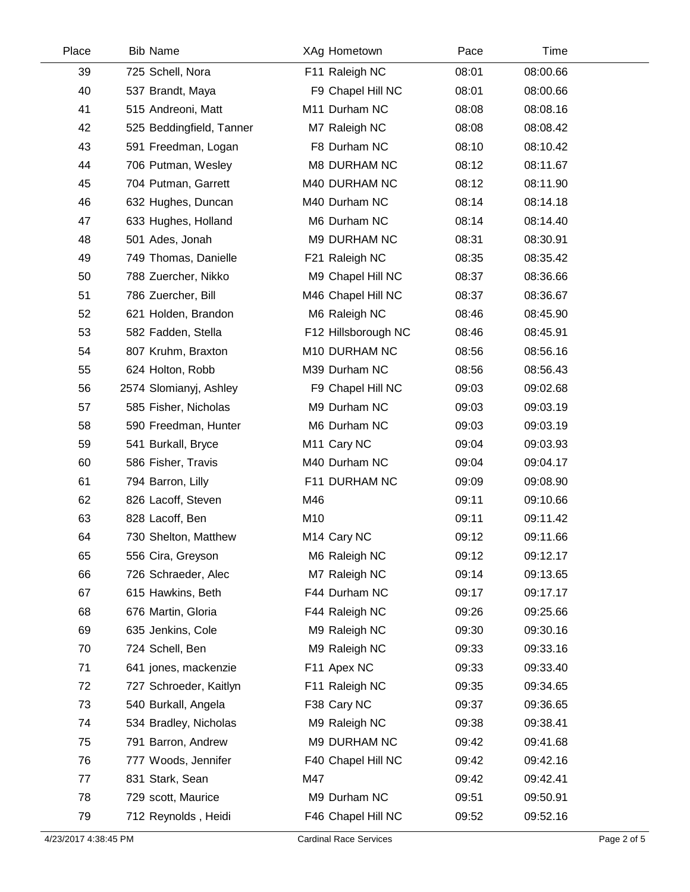| Place | Bib | Name | XAg | Hometown | Pace | Time |
|---|---|---|---|---|---|---|
| 39 | 725 | Schell, Nora | F11 | Raleigh NC | 08:01 | 08:00.66 |
| 40 | 537 | Brandt, Maya | F9 | Chapel Hill NC | 08:01 | 08:00.66 |
| 41 | 515 | Andreoni, Matt | M11 | Durham NC | 08:08 | 08:08.16 |
| 42 | 525 | Beddingfield, Tanner | M7 | Raleigh NC | 08:08 | 08:08.42 |
| 43 | 591 | Freedman, Logan | F8 | Durham NC | 08:10 | 08:10.42 |
| 44 | 706 | Putman, Wesley | M8 | DURHAM NC | 08:12 | 08:11.67 |
| 45 | 704 | Putman, Garrett | M40 | DURHAM NC | 08:12 | 08:11.90 |
| 46 | 632 | Hughes, Duncan | M40 | Durham NC | 08:14 | 08:14.18 |
| 47 | 633 | Hughes, Holland | M6 | Durham NC | 08:14 | 08:14.40 |
| 48 | 501 | Ades, Jonah | M9 | DURHAM NC | 08:31 | 08:30.91 |
| 49 | 749 | Thomas, Danielle | F21 | Raleigh NC | 08:35 | 08:35.42 |
| 50 | 788 | Zuercher, Nikko | M9 | Chapel Hill NC | 08:37 | 08:36.66 |
| 51 | 786 | Zuercher, Bill | M46 | Chapel Hill NC | 08:37 | 08:36.67 |
| 52 | 621 | Holden, Brandon | M6 | Raleigh NC | 08:46 | 08:45.90 |
| 53 | 582 | Fadden, Stella | F12 | Hillsborough NC | 08:46 | 08:45.91 |
| 54 | 807 | Kruhm, Braxton | M10 | DURHAM NC | 08:56 | 08:56.16 |
| 55 | 624 | Holton, Robb | M39 | Durham NC | 08:56 | 08:56.43 |
| 56 | 2574 | Slomianyj, Ashley | F9 | Chapel Hill NC | 09:03 | 09:02.68 |
| 57 | 585 | Fisher, Nicholas | M9 | Durham NC | 09:03 | 09:03.19 |
| 58 | 590 | Freedman, Hunter | M6 | Durham NC | 09:03 | 09:03.19 |
| 59 | 541 | Burkall, Bryce | M11 | Cary NC | 09:04 | 09:03.93 |
| 60 | 586 | Fisher, Travis | M40 | Durham NC | 09:04 | 09:04.17 |
| 61 | 794 | Barron, Lilly | F11 | DURHAM NC | 09:09 | 09:08.90 |
| 62 | 826 | Lacoff, Steven | M46 | | 09:11 | 09:10.66 |
| 63 | 828 | Lacoff, Ben | M10 | | 09:11 | 09:11.42 |
| 64 | 730 | Shelton, Matthew | M14 | Cary NC | 09:12 | 09:11.66 |
| 65 | 556 | Cira, Greyson | M6 | Raleigh NC | 09:12 | 09:12.17 |
| 66 | 726 | Schraeder, Alec | M7 | Raleigh NC | 09:14 | 09:13.65 |
| 67 | 615 | Hawkins, Beth | F44 | Durham NC | 09:17 | 09:17.17 |
| 68 | 676 | Martin, Gloria | F44 | Raleigh NC | 09:26 | 09:25.66 |
| 69 | 635 | Jenkins, Cole | M9 | Raleigh NC | 09:30 | 09:30.16 |
| 70 | 724 | Schell, Ben | M9 | Raleigh NC | 09:33 | 09:33.16 |
| 71 | 641 | jones, mackenzie | F11 | Apex NC | 09:33 | 09:33.40 |
| 72 | 727 | Schroeder, Kaitlyn | F11 | Raleigh NC | 09:35 | 09:34.65 |
| 73 | 540 | Burkall, Angela | F38 | Cary NC | 09:37 | 09:36.65 |
| 74 | 534 | Bradley, Nicholas | M9 | Raleigh NC | 09:38 | 09:38.41 |
| 75 | 791 | Barron, Andrew | M9 | DURHAM NC | 09:42 | 09:41.68 |
| 76 | 777 | Woods, Jennifer | F40 | Chapel Hill NC | 09:42 | 09:42.16 |
| 77 | 831 | Stark, Sean | M47 | | 09:42 | 09:42.41 |
| 78 | 729 | scott, Maurice | M9 | Durham NC | 09:51 | 09:50.91 |
| 79 | 712 | Reynolds , Heidi | F46 | Chapel Hill NC | 09:52 | 09:52.16 |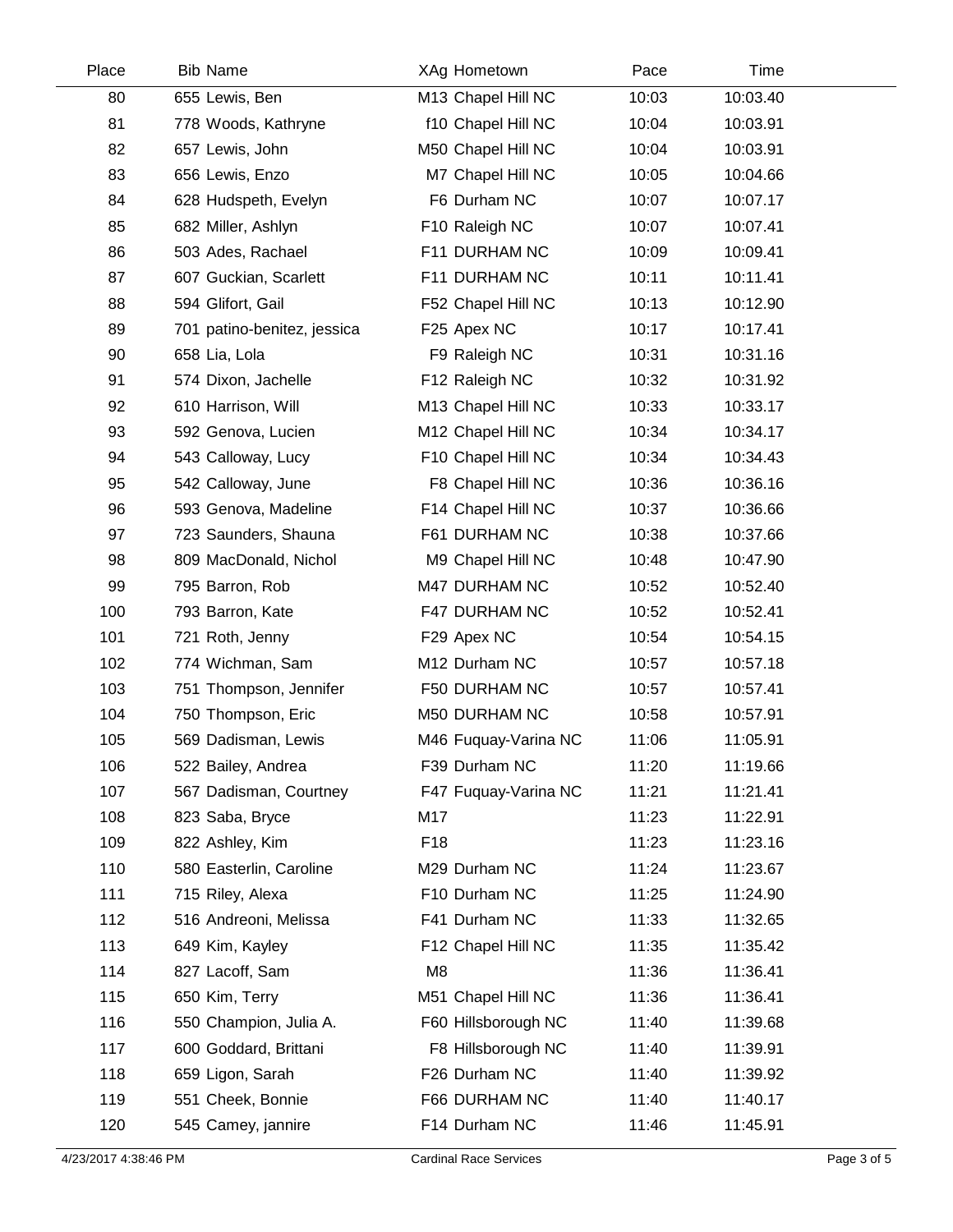| Place | Bib | Name | XAg | Hometown | Pace | Time |
|---|---|---|---|---|---|---|
| 80 | 655 | Lewis, Ben | M13 | Chapel Hill NC | 10:03 | 10:03.40 |
| 81 | 778 | Woods, Kathryne | f10 | Chapel Hill NC | 10:04 | 10:03.91 |
| 82 | 657 | Lewis, John | M50 | Chapel Hill NC | 10:04 | 10:03.91 |
| 83 | 656 | Lewis, Enzo | M7 | Chapel Hill NC | 10:05 | 10:04.66 |
| 84 | 628 | Hudspeth, Evelyn | F6 | Durham NC | 10:07 | 10:07.17 |
| 85 | 682 | Miller, Ashlyn | F10 | Raleigh NC | 10:07 | 10:07.41 |
| 86 | 503 | Ades, Rachael | F11 | DURHAM NC | 10:09 | 10:09.41 |
| 87 | 607 | Guckian, Scarlett | F11 | DURHAM NC | 10:11 | 10:11.41 |
| 88 | 594 | Glifort, Gail | F52 | Chapel Hill NC | 10:13 | 10:12.90 |
| 89 | 701 | patino-benitez, jessica | F25 | Apex NC | 10:17 | 10:17.41 |
| 90 | 658 | Lia, Lola | F9 | Raleigh NC | 10:31 | 10:31.16 |
| 91 | 574 | Dixon, Jachelle | F12 | Raleigh NC | 10:32 | 10:31.92 |
| 92 | 610 | Harrison, Will | M13 | Chapel Hill NC | 10:33 | 10:33.17 |
| 93 | 592 | Genova, Lucien | M12 | Chapel Hill NC | 10:34 | 10:34.17 |
| 94 | 543 | Calloway, Lucy | F10 | Chapel Hill NC | 10:34 | 10:34.43 |
| 95 | 542 | Calloway, June | F8 | Chapel Hill NC | 10:36 | 10:36.16 |
| 96 | 593 | Genova, Madeline | F14 | Chapel Hill NC | 10:37 | 10:36.66 |
| 97 | 723 | Saunders, Shauna | F61 | DURHAM NC | 10:38 | 10:37.66 |
| 98 | 809 | MacDonald, Nichol | M9 | Chapel Hill NC | 10:48 | 10:47.90 |
| 99 | 795 | Barron, Rob | M47 | DURHAM NC | 10:52 | 10:52.40 |
| 100 | 793 | Barron, Kate | F47 | DURHAM NC | 10:52 | 10:52.41 |
| 101 | 721 | Roth, Jenny | F29 | Apex NC | 10:54 | 10:54.15 |
| 102 | 774 | Wichman, Sam | M12 | Durham NC | 10:57 | 10:57.18 |
| 103 | 751 | Thompson, Jennifer | F50 | DURHAM NC | 10:57 | 10:57.41 |
| 104 | 750 | Thompson, Eric | M50 | DURHAM NC | 10:58 | 10:57.91 |
| 105 | 569 | Dadisman, Lewis | M46 | Fuquay-Varina NC | 11:06 | 11:05.91 |
| 106 | 522 | Bailey, Andrea | F39 | Durham NC | 11:20 | 11:19.66 |
| 107 | 567 | Dadisman, Courtney | F47 | Fuquay-Varina NC | 11:21 | 11:21.41 |
| 108 | 823 | Saba, Bryce | M17 | | 11:23 | 11:22.91 |
| 109 | 822 | Ashley, Kim | F18 | | 11:23 | 11:23.16 |
| 110 | 580 | Easterlin, Caroline | M29 | Durham NC | 11:24 | 11:23.67 |
| 111 | 715 | Riley, Alexa | F10 | Durham NC | 11:25 | 11:24.90 |
| 112 | 516 | Andreoni, Melissa | F41 | Durham NC | 11:33 | 11:32.65 |
| 113 | 649 | Kim, Kayley | F12 | Chapel Hill NC | 11:35 | 11:35.42 |
| 114 | 827 | Lacoff, Sam | M8 | | 11:36 | 11:36.41 |
| 115 | 650 | Kim, Terry | M51 | Chapel Hill NC | 11:36 | 11:36.41 |
| 116 | 550 | Champion, Julia A. | F60 | Hillsborough NC | 11:40 | 11:39.68 |
| 117 | 600 | Goddard, Brittani | F8 | Hillsborough NC | 11:40 | 11:39.91 |
| 118 | 659 | Ligon, Sarah | F26 | Durham NC | 11:40 | 11:39.92 |
| 119 | 551 | Cheek, Bonnie | F66 | DURHAM NC | 11:40 | 11:40.17 |
| 120 | 545 | Camey, jannire | F14 | Durham NC | 11:46 | 11:45.91 |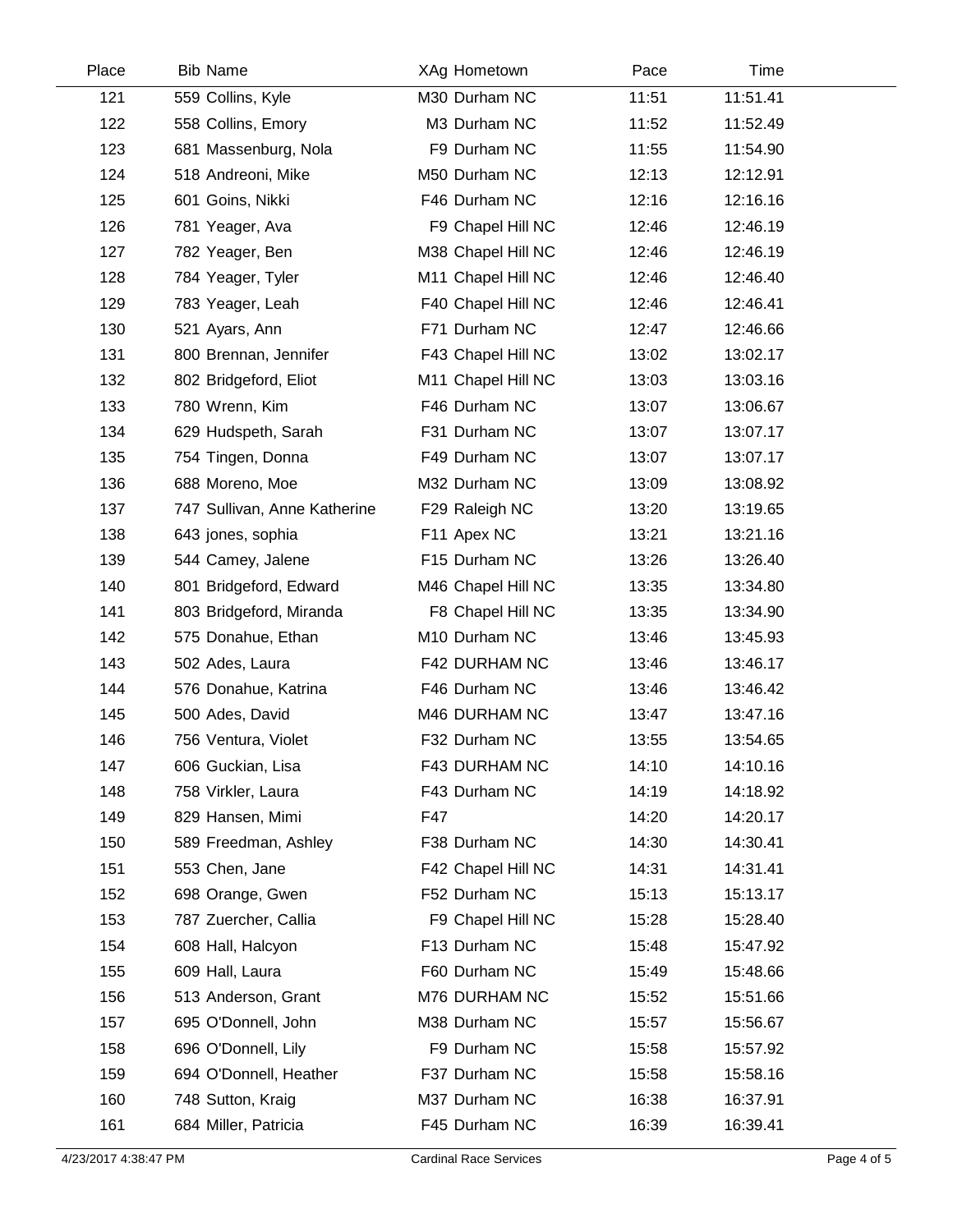| Place | Bib | Name | XAg | Hometown | Pace | Time |
|---|---|---|---|---|---|---|
| 121 | 559 | Collins, Kyle | M30 | Durham NC | 11:51 | 11:51.41 |
| 122 | 558 | Collins, Emory | M3 | Durham NC | 11:52 | 11:52.49 |
| 123 | 681 | Massenburg, Nola | F9 | Durham NC | 11:55 | 11:54.90 |
| 124 | 518 | Andreoni, Mike | M50 | Durham NC | 12:13 | 12:12.91 |
| 125 | 601 | Goins, Nikki | F46 | Durham NC | 12:16 | 12:16.16 |
| 126 | 781 | Yeager, Ava | F9 | Chapel Hill NC | 12:46 | 12:46.19 |
| 127 | 782 | Yeager, Ben | M38 | Chapel Hill NC | 12:46 | 12:46.19 |
| 128 | 784 | Yeager, Tyler | M11 | Chapel Hill NC | 12:46 | 12:46.40 |
| 129 | 783 | Yeager, Leah | F40 | Chapel Hill NC | 12:46 | 12:46.41 |
| 130 | 521 | Ayars, Ann | F71 | Durham NC | 12:47 | 12:46.66 |
| 131 | 800 | Brennan, Jennifer | F43 | Chapel Hill NC | 13:02 | 13:02.17 |
| 132 | 802 | Bridgeford, Eliot | M11 | Chapel Hill NC | 13:03 | 13:03.16 |
| 133 | 780 | Wrenn, Kim | F46 | Durham NC | 13:07 | 13:06.67 |
| 134 | 629 | Hudspeth, Sarah | F31 | Durham NC | 13:07 | 13:07.17 |
| 135 | 754 | Tingen, Donna | F49 | Durham NC | 13:07 | 13:07.17 |
| 136 | 688 | Moreno, Moe | M32 | Durham NC | 13:09 | 13:08.92 |
| 137 | 747 | Sullivan, Anne Katherine | F29 | Raleigh NC | 13:20 | 13:19.65 |
| 138 | 643 | jones, sophia | F11 | Apex NC | 13:21 | 13:21.16 |
| 139 | 544 | Camey, Jalene | F15 | Durham NC | 13:26 | 13:26.40 |
| 140 | 801 | Bridgeford, Edward | M46 | Chapel Hill NC | 13:35 | 13:34.80 |
| 141 | 803 | Bridgeford, Miranda | F8 | Chapel Hill NC | 13:35 | 13:34.90 |
| 142 | 575 | Donahue, Ethan | M10 | Durham NC | 13:46 | 13:45.93 |
| 143 | 502 | Ades, Laura | F42 | DURHAM NC | 13:46 | 13:46.17 |
| 144 | 576 | Donahue, Katrina | F46 | Durham NC | 13:46 | 13:46.42 |
| 145 | 500 | Ades, David | M46 | DURHAM NC | 13:47 | 13:47.16 |
| 146 | 756 | Ventura, Violet | F32 | Durham NC | 13:55 | 13:54.65 |
| 147 | 606 | Guckian, Lisa | F43 | DURHAM NC | 14:10 | 14:10.16 |
| 148 | 758 | Virkler, Laura | F43 | Durham NC | 14:19 | 14:18.92 |
| 149 | 829 | Hansen, Mimi | F47 | | 14:20 | 14:20.17 |
| 150 | 589 | Freedman, Ashley | F38 | Durham NC | 14:30 | 14:30.41 |
| 151 | 553 | Chen, Jane | F42 | Chapel Hill NC | 14:31 | 14:31.41 |
| 152 | 698 | Orange, Gwen | F52 | Durham NC | 15:13 | 15:13.17 |
| 153 | 787 | Zuercher, Callia | F9 | Chapel Hill NC | 15:28 | 15:28.40 |
| 154 | 608 | Hall, Halcyon | F13 | Durham NC | 15:48 | 15:47.92 |
| 155 | 609 | Hall, Laura | F60 | Durham NC | 15:49 | 15:48.66 |
| 156 | 513 | Anderson, Grant | M76 | DURHAM NC | 15:52 | 15:51.66 |
| 157 | 695 | O'Donnell, John | M38 | Durham NC | 15:57 | 15:56.67 |
| 158 | 696 | O'Donnell, Lily | F9 | Durham NC | 15:58 | 15:57.92 |
| 159 | 694 | O'Donnell, Heather | F37 | Durham NC | 15:58 | 15:58.16 |
| 160 | 748 | Sutton, Kraig | M37 | Durham NC | 16:38 | 16:37.91 |
| 161 | 684 | Miller, Patricia | F45 | Durham NC | 16:39 | 16:39.41 |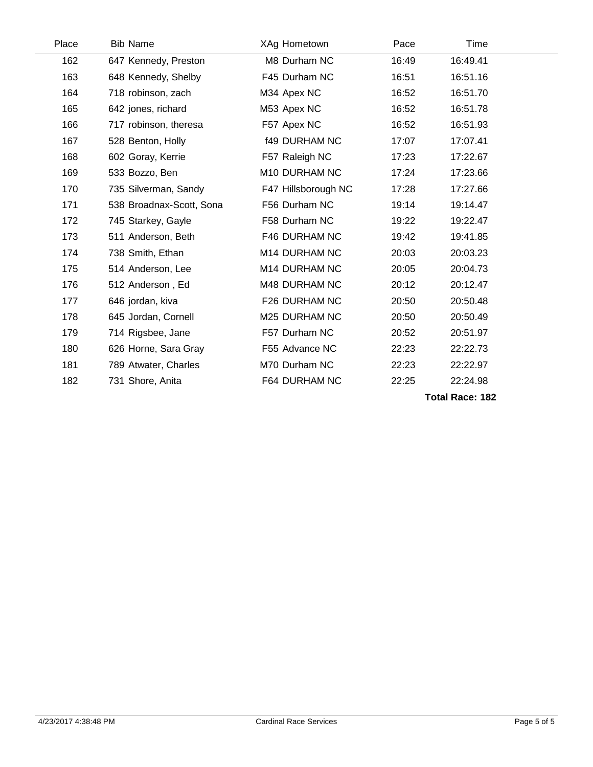| Place | Bib | Name | XAg | Hometown | Pace | Time |
|---|---|---|---|---|---|---|
| 162 | 647 | Kennedy, Preston | M8 | Durham NC | 16:49 | 16:49.41 |
| 163 | 648 | Kennedy, Shelby | F45 | Durham NC | 16:51 | 16:51.16 |
| 164 | 718 | robinson, zach | M34 | Apex NC | 16:52 | 16:51.70 |
| 165 | 642 | jones, richard | M53 | Apex NC | 16:52 | 16:51.78 |
| 166 | 717 | robinson, theresa | F57 | Apex NC | 16:52 | 16:51.93 |
| 167 | 528 | Benton, Holly | f49 | DURHAM NC | 17:07 | 17:07.41 |
| 168 | 602 | Goray, Kerrie | F57 | Raleigh NC | 17:23 | 17:22.67 |
| 169 | 533 | Bozzo, Ben | M10 | DURHAM NC | 17:24 | 17:23.66 |
| 170 | 735 | Silverman, Sandy | F47 | Hillsborough NC | 17:28 | 17:27.66 |
| 171 | 538 | Broadnax-Scott, Sona | F56 | Durham NC | 19:14 | 19:14.47 |
| 172 | 745 | Starkey, Gayle | F58 | Durham NC | 19:22 | 19:22.47 |
| 173 | 511 | Anderson, Beth | F46 | DURHAM NC | 19:42 | 19:41.85 |
| 174 | 738 | Smith, Ethan | M14 | DURHAM NC | 20:03 | 20:03.23 |
| 175 | 514 | Anderson, Lee | M14 | DURHAM NC | 20:05 | 20:04.73 |
| 176 | 512 | Anderson , Ed | M48 | DURHAM NC | 20:12 | 20:12.47 |
| 177 | 646 | jordan, kiva | F26 | DURHAM NC | 20:50 | 20:50.48 |
| 178 | 645 | Jordan, Cornell | M25 | DURHAM NC | 20:50 | 20:50.49 |
| 179 | 714 | Rigsbee, Jane | F57 | Durham NC | 20:52 | 20:51.97 |
| 180 | 626 | Horne, Sara Gray | F55 | Advance NC | 22:23 | 22:22.73 |
| 181 | 789 | Atwater, Charles | M70 | Durham NC | 22:23 | 22:22.97 |
| 182 | 731 | Shore, Anita | F64 | DURHAM NC | 22:25 | 22:24.98 |

**Total Race: 182**

4/23/2017 4:38:48 PM

Cardinal Race Services